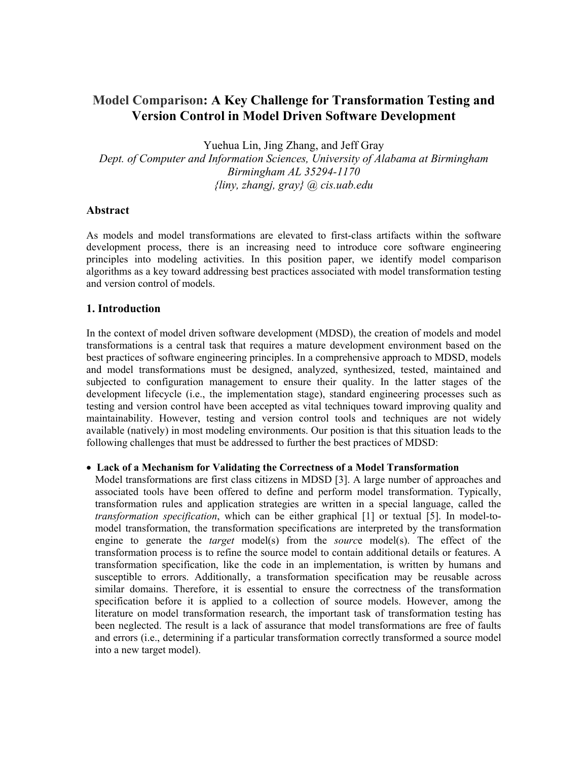# Model Comparison: A Key Challenge for Transformation Testing and Version Control in Model Driven Software Development

Yuehua Lin, Jing Zhang, and Jeff Gray

*Dept. of Computer and Information Sciences, University of Alabama at Birmingham*
*Birmingham AL 35294-1170*
*{liny, zhangj, gray} @ cis.uab.edu*

## Abstract

As models and model transformations are elevated to first-class artifacts within the software development process, there is an increasing need to introduce core software engineering principles into modeling activities. In this position paper, we identify model comparison algorithms as a key toward addressing best practices associated with model transformation testing and version control of models.

## 1. Introduction

In the context of model driven software development (MDSD), the creation of models and model transformations is a central task that requires a mature development environment based on the best practices of software engineering principles. In a comprehensive approach to MDSD, models and model transformations must be designed, analyzed, synthesized, tested, maintained and subjected to configuration management to ensure their quality. In the latter stages of the development lifecycle (i.e., the implementation stage), standard engineering processes such as testing and version control have been accepted as vital techniques toward improving quality and maintainability. However, testing and version control tools and techniques are not widely available (natively) in most modeling environments. Our position is that this situation leads to the following challenges that must be addressed to further the best practices of MDSD:

- **Lack of a Mechanism for Validating the Correctness of a Model Transformation**
  Model transformations are first class citizens in MDSD [3]. A large number of approaches and associated tools have been offered to define and perform model transformation. Typically, transformation rules and application strategies are written in a special language, called the *transformation specification*, which can be either graphical [1] or textual [5]. In model-to-model transformation, the transformation specifications are interpreted by the transformation engine to generate the *target* model(s) from the *sourc*e model(s). The effect of the transformation process is to refine the source model to contain additional details or features. A transformation specification, like the code in an implementation, is written by humans and susceptible to errors. Additionally, a transformation specification may be reusable across similar domains. Therefore, it is essential to ensure the correctness of the transformation specification before it is applied to a collection of source models. However, among the literature on model transformation research, the important task of transformation testing has been neglected. The result is a lack of assurance that model transformations are free of faults and errors (i.e., determining if a particular transformation correctly transformed a source model into a new target model).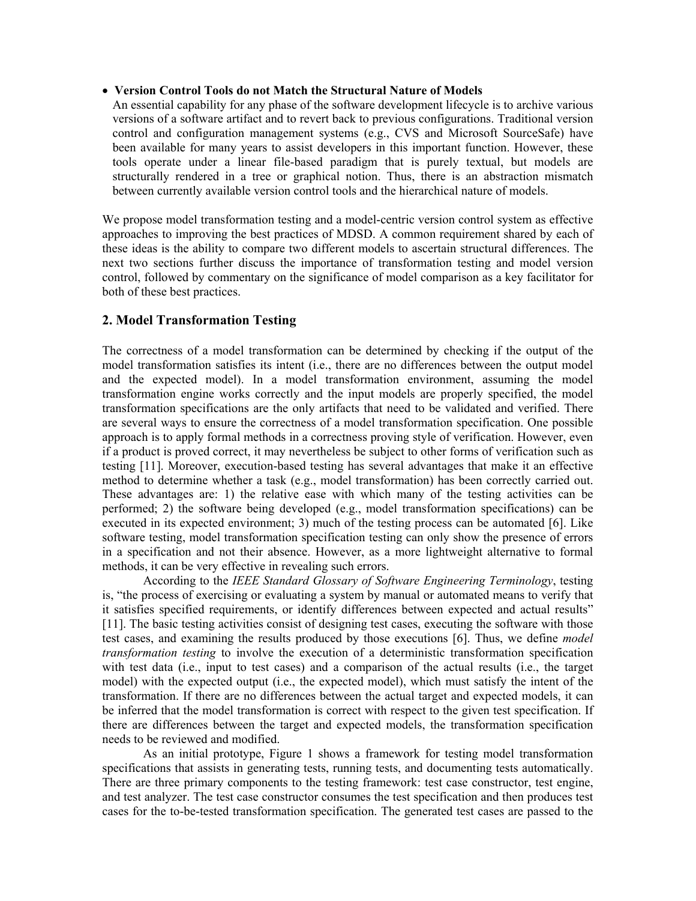- **Version Control Tools do not Match the Structural Nature of Models**
  An essential capability for any phase of the software development lifecycle is to archive various versions of a software artifact and to revert back to previous configurations. Traditional version control and configuration management systems (e.g., CVS and Microsoft SourceSafe) have been available for many years to assist developers in this important function. However, these tools operate under a linear file-based paradigm that is purely textual, but models are structurally rendered in a tree or graphical notion. Thus, there is an abstraction mismatch between currently available version control tools and the hierarchical nature of models.

We propose model transformation testing and a model-centric version control system as effective approaches to improving the best practices of MDSD. A common requirement shared by each of these ideas is the ability to compare two different models to ascertain structural differences. The next two sections further discuss the importance of transformation testing and model version control, followed by commentary on the significance of model comparison as a key facilitator for both of these best practices.

## 2. Model Transformation Testing

The correctness of a model transformation can be determined by checking if the output of the model transformation satisfies its intent (i.e., there are no differences between the output model and the expected model). In a model transformation environment, assuming the model transformation engine works correctly and the input models are properly specified, the model transformation specifications are the only artifacts that need to be validated and verified. There are several ways to ensure the correctness of a model transformation specification. One possible approach is to apply formal methods in a correctness proving style of verification. However, even if a product is proved correct, it may nevertheless be subject to other forms of verification such as testing [11]. Moreover, execution-based testing has several advantages that make it an effective method to determine whether a task (e.g., model transformation) has been correctly carried out. These advantages are: 1) the relative ease with which many of the testing activities can be performed; 2) the software being developed (e.g., model transformation specifications) can be executed in its expected environment; 3) much of the testing process can be automated [6]. Like software testing, model transformation specification testing can only show the presence of errors in a specification and not their absence. However, as a more lightweight alternative to formal methods, it can be very effective in revealing such errors.

According to the *IEEE Standard Glossary of Software Engineering Terminology*, testing is, "the process of exercising or evaluating a system by manual or automated means to verify that it satisfies specified requirements, or identify differences between expected and actual results" [11]. The basic testing activities consist of designing test cases, executing the software with those test cases, and examining the results produced by those executions [6]. Thus, we define *model transformation testing* to involve the execution of a deterministic transformation specification with test data (i.e., input to test cases) and a comparison of the actual results (i.e., the target model) with the expected output (i.e., the expected model), which must satisfy the intent of the transformation. If there are no differences between the actual target and expected models, it can be inferred that the model transformation is correct with respect to the given test specification. If there are differences between the target and expected models, the transformation specification needs to be reviewed and modified.

As an initial prototype, Figure 1 shows a framework for testing model transformation specifications that assists in generating tests, running tests, and documenting tests automatically. There are three primary components to the testing framework: test case constructor, test engine, and test analyzer. The test case constructor consumes the test specification and then produces test cases for the to-be-tested transformation specification. The generated test cases are passed to the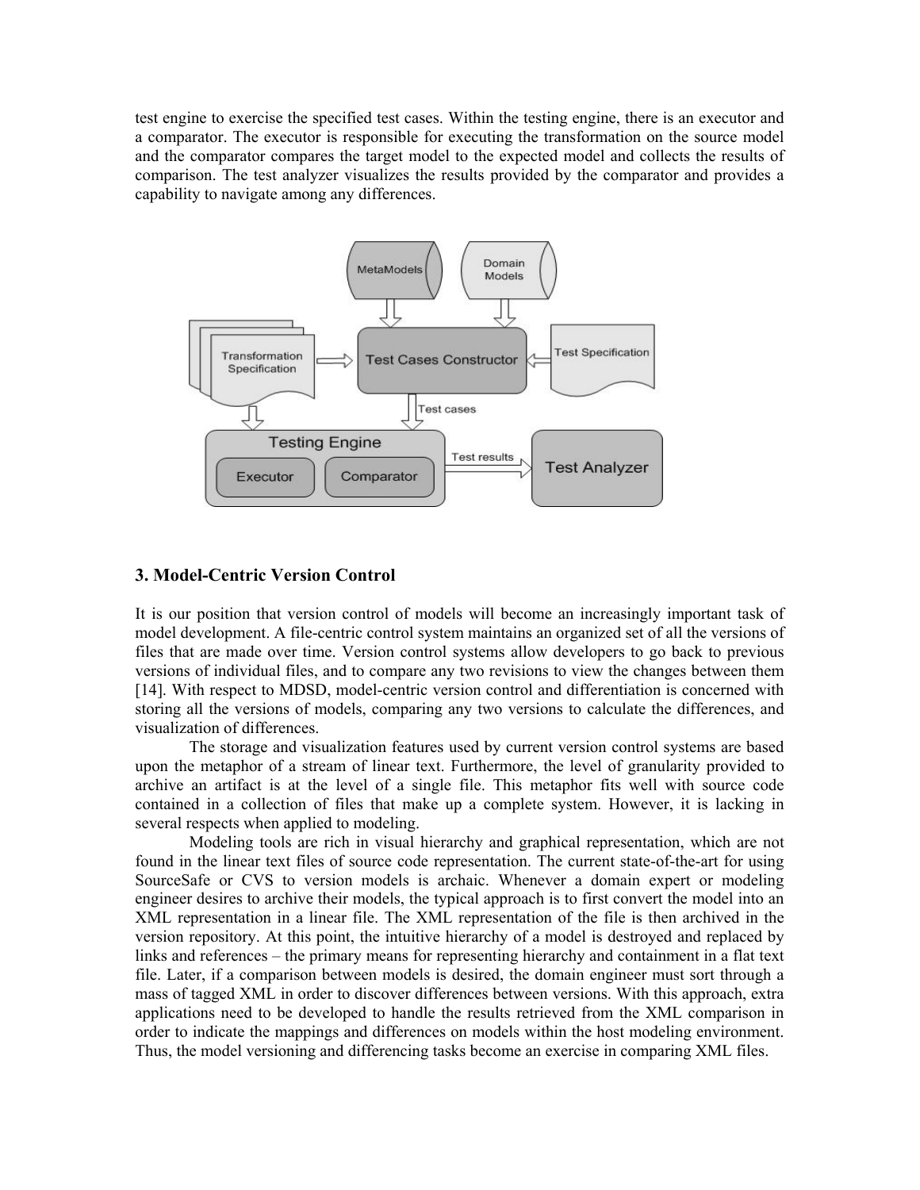test engine to exercise the specified test cases. Within the testing engine, there is an executor and a comparator. The executor is responsible for executing the transformation on the source model and the comparator compares the target model to the expected model and collects the results of comparison. The test analyzer visualizes the results provided by the comparator and provides a capability to navigate among any differences.

## 3. Model-Centric Version Control

It is our position that version control of models will become an increasingly important task of model development. A file-centric control system maintains an organized set of all the versions of files that are made over time. Version control systems allow developers to go back to previous versions of individual files, and to compare any two revisions to view the changes between them [14]. With respect to MDSD, model-centric version control and differentiation is concerned with storing all the versions of models, comparing any two versions to calculate the differences, and visualization of differences.

The storage and visualization features used by current version control systems are based upon the metaphor of a stream of linear text. Furthermore, the level of granularity provided to archive an artifact is at the level of a single file. This metaphor fits well with source code contained in a collection of files that make up a complete system. However, it is lacking in several respects when applied to modeling.

Modeling tools are rich in visual hierarchy and graphical representation, which are not found in the linear text files of source code representation. The current state-of-the-art for using SourceSafe or CVS to version models is archaic. Whenever a domain expert or modeling engineer desires to archive their models, the typical approach is to first convert the model into an XML representation in a linear file. The XML representation of the file is then archived in the version repository. At this point, the intuitive hierarchy of a model is destroyed and replaced by links and references – the primary means for representing hierarchy and containment in a flat text file. Later, if a comparison between models is desired, the domain engineer must sort through a mass of tagged XML in order to discover differences between versions. With this approach, extra applications need to be developed to handle the results retrieved from the XML comparison in order to indicate the mappings and differences on models within the host modeling environment. Thus, the model versioning and differencing tasks become an exercise in comparing XML files.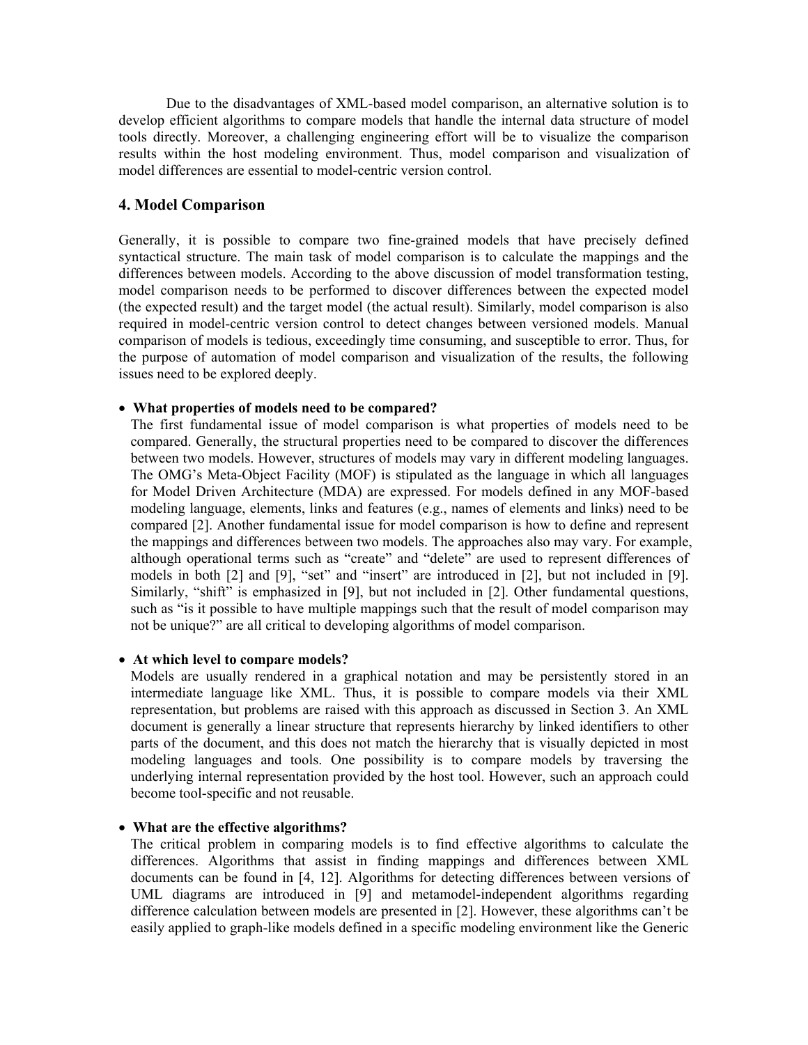Due to the disadvantages of XML-based model comparison, an alternative solution is to develop efficient algorithms to compare models that handle the internal data structure of model tools directly. Moreover, a challenging engineering effort will be to visualize the comparison results within the host modeling environment. Thus, model comparison and visualization of model differences are essential to model-centric version control.

## 4. Model Comparison

Generally, it is possible to compare two fine-grained models that have precisely defined syntactical structure. The main task of model comparison is to calculate the mappings and the differences between models. According to the above discussion of model transformation testing, model comparison needs to be performed to discover differences between the expected model (the expected result) and the target model (the actual result). Similarly, model comparison is also required in model-centric version control to detect changes between versioned models. Manual comparison of models is tedious, exceedingly time consuming, and susceptible to error. Thus, for the purpose of automation of model comparison and visualization of the results, the following issues need to be explored deeply.

- **What properties of models need to be compared?**
  The first fundamental issue of model comparison is what properties of models need to be compared. Generally, the structural properties need to be compared to discover the differences between two models. However, structures of models may vary in different modeling languages. The OMG's Meta-Object Facility (MOF) is stipulated as the language in which all languages for Model Driven Architecture (MDA) are expressed. For models defined in any MOF-based modeling language, elements, links and features (e.g., names of elements and links) need to be compared [2]. Another fundamental issue for model comparison is how to define and represent the mappings and differences between two models. The approaches also may vary. For example, although operational terms such as "create" and "delete" are used to represent differences of models in both [2] and [9], "set" and "insert" are introduced in [2], but not included in [9]. Similarly, "shift" is emphasized in [9], but not included in [2]. Other fundamental questions, such as "is it possible to have multiple mappings such that the result of model comparison may not be unique?" are all critical to developing algorithms of model comparison.

- **At which level to compare models?**
  Models are usually rendered in a graphical notation and may be persistently stored in an intermediate language like XML. Thus, it is possible to compare models via their XML representation, but problems are raised with this approach as discussed in Section 3. An XML document is generally a linear structure that represents hierarchy by linked identifiers to other parts of the document, and this does not match the hierarchy that is visually depicted in most modeling languages and tools. One possibility is to compare models by traversing the underlying internal representation provided by the host tool. However, such an approach could become tool-specific and not reusable.

- **What are the effective algorithms?**
  The critical problem in comparing models is to find effective algorithms to calculate the differences. Algorithms that assist in finding mappings and differences between XML documents can be found in [4, 12]. Algorithms for detecting differences between versions of UML diagrams are introduced in [9] and metamodel-independent algorithms regarding difference calculation between models are presented in [2]. However, these algorithms can't be easily applied to graph-like models defined in a specific modeling environment like the Generic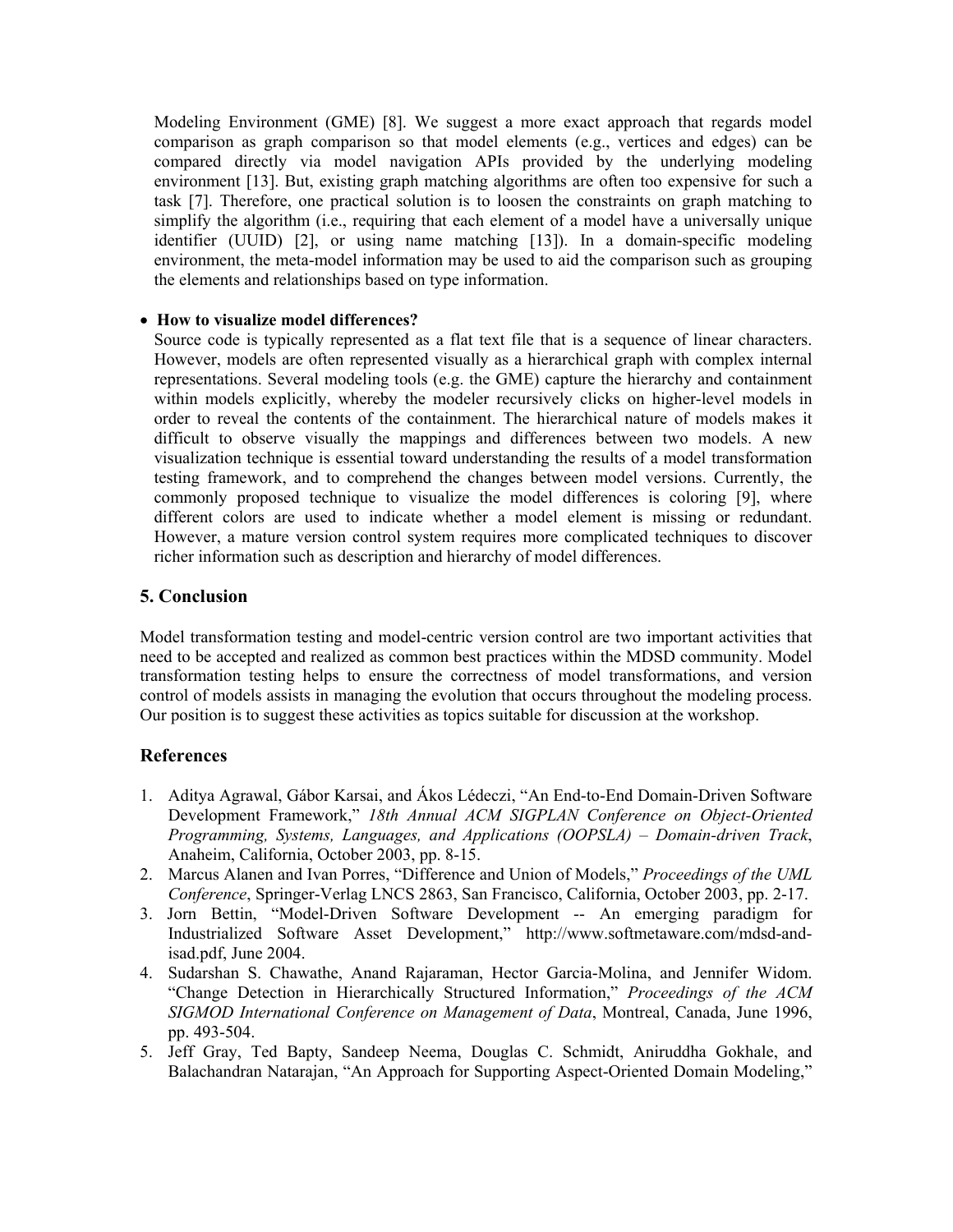Modeling Environment (GME) [8]. We suggest a more exact approach that regards model comparison as graph comparison so that model elements (e.g., vertices and edges) can be compared directly via model navigation APIs provided by the underlying modeling environment [13]. But, existing graph matching algorithms are often too expensive for such a task [7]. Therefore, one practical solution is to loosen the constraints on graph matching to simplify the algorithm (i.e., requiring that each element of a model have a universally unique identifier (UUID) [2], or using name matching [13]). In a domain-specific modeling environment, the meta-model information may be used to aid the comparison such as grouping the elements and relationships based on type information.

- **How to visualize model differences?**

  Source code is typically represented as a flat text file that is a sequence of linear characters. However, models are often represented visually as a hierarchical graph with complex internal representations. Several modeling tools (e.g. the GME) capture the hierarchy and containment within models explicitly, whereby the modeler recursively clicks on higher-level models in order to reveal the contents of the containment. The hierarchical nature of models makes it difficult to observe visually the mappings and differences between two models. A new visualization technique is essential toward understanding the results of a model transformation testing framework, and to comprehend the changes between model versions. Currently, the commonly proposed technique to visualize the model differences is coloring [9], where different colors are used to indicate whether a model element is missing or redundant. However, a mature version control system requires more complicated techniques to discover richer information such as description and hierarchy of model differences.

## 5. Conclusion

Model transformation testing and model-centric version control are two important activities that need to be accepted and realized as common best practices within the MDSD community. Model transformation testing helps to ensure the correctness of model transformations, and version control of models assists in managing the evolution that occurs throughout the modeling process. Our position is to suggest these activities as topics suitable for discussion at the workshop.

## References

1. Aditya Agrawal, Gábor Karsai, and Ákos Lédeczi, "An End-to-End Domain-Driven Software Development Framework," *18th Annual ACM SIGPLAN Conference on Object-Oriented Programming, Systems, Languages, and Applications (OOPSLA) – Domain-driven Track*, Anaheim, California, October 2003, pp. 8-15.
2. Marcus Alanen and Ivan Porres, "Difference and Union of Models," *Proceedings of the UML Conference*, Springer-Verlag LNCS 2863, San Francisco, California, October 2003, pp. 2-17.
3. Jorn Bettin, "Model-Driven Software Development -- An emerging paradigm for Industrialized Software Asset Development," http://www.softmetaware.com/mdsd-and-isad.pdf, June 2004.
4. Sudarshan S. Chawathe, Anand Rajaraman, Hector Garcia-Molina, and Jennifer Widom. "Change Detection in Hierarchically Structured Information," *Proceedings of the ACM SIGMOD International Conference on Management of Data*, Montreal, Canada, June 1996, pp. 493-504.
5. Jeff Gray, Ted Bapty, Sandeep Neema, Douglas C. Schmidt, Aniruddha Gokhale, and Balachandran Natarajan, "An Approach for Supporting Aspect-Oriented Domain Modeling,"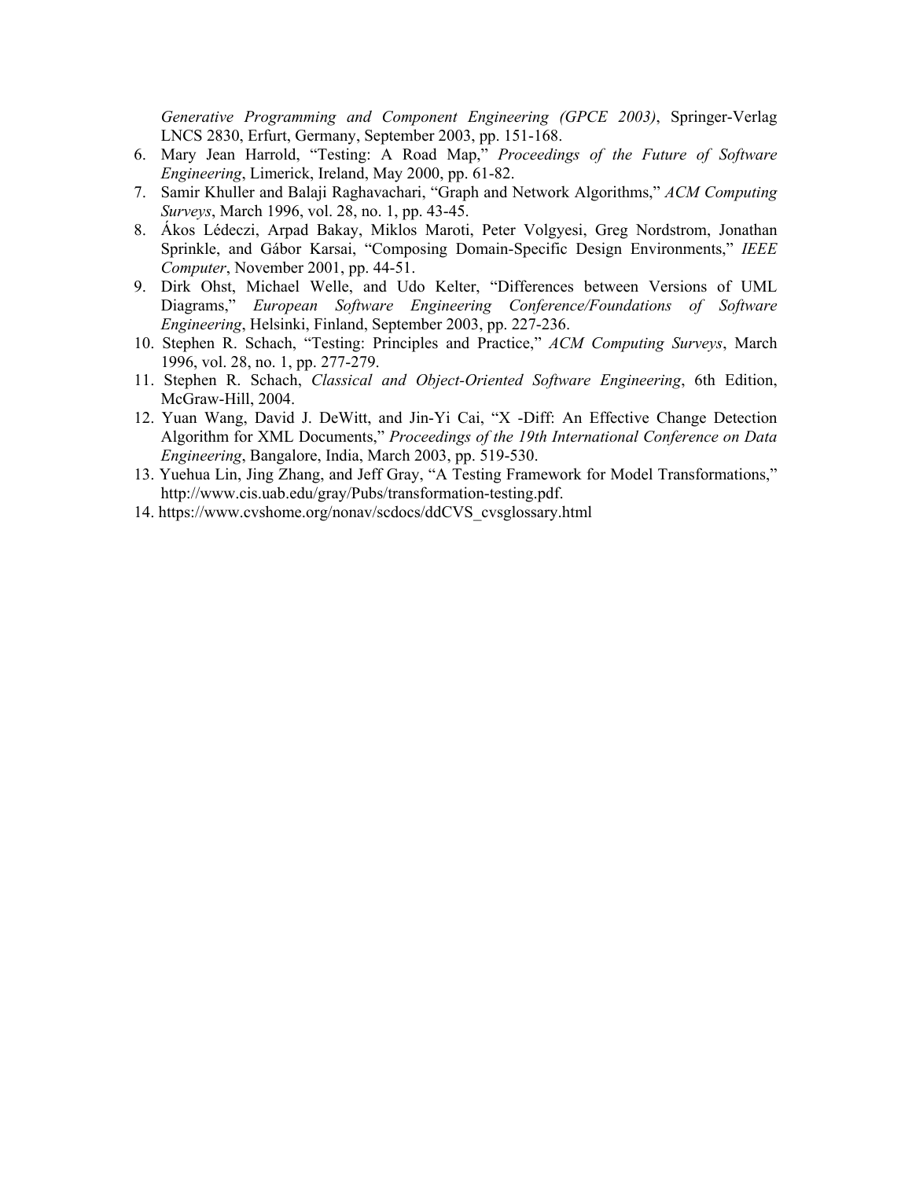*Generative Programming and Component Engineering (GPCE 2003)*, Springer-Verlag LNCS 2830, Erfurt, Germany, September 2003, pp. 151-168.

6. Mary Jean Harrold, "Testing: A Road Map," *Proceedings of the Future of Software Engineering*, Limerick, Ireland, May 2000, pp. 61-82.
7. Samir Khuller and Balaji Raghavachari, "Graph and Network Algorithms," *ACM Computing Surveys*, March 1996, vol. 28, no. 1, pp. 43-45.
8. Ákos Lédeczi, Arpad Bakay, Miklos Maroti, Peter Volgyesi, Greg Nordstrom, Jonathan Sprinkle, and Gábor Karsai, "Composing Domain-Specific Design Environments," *IEEE Computer*, November 2001, pp. 44-51.
9. Dirk Ohst, Michael Welle, and Udo Kelter, "Differences between Versions of UML Diagrams," *European Software Engineering Conference/Foundations of Software Engineering*, Helsinki, Finland, September 2003, pp. 227-236.
10. Stephen R. Schach, "Testing: Principles and Practice," *ACM Computing Surveys*, March 1996, vol. 28, no. 1, pp. 277-279.
11. Stephen R. Schach, *Classical and Object-Oriented Software Engineering*, 6th Edition, McGraw-Hill, 2004.
12. Yuan Wang, David J. DeWitt, and Jin-Yi Cai, "X -Diff: An Effective Change Detection Algorithm for XML Documents," *Proceedings of the 19th International Conference on Data Engineering*, Bangalore, India, March 2003, pp. 519-530.
13. Yuehua Lin, Jing Zhang, and Jeff Gray, "A Testing Framework for Model Transformations," http://www.cis.uab.edu/gray/Pubs/transformation-testing.pdf.
14. https://www.cvshome.org/nonav/scdocs/ddCVS_cvsglossary.html